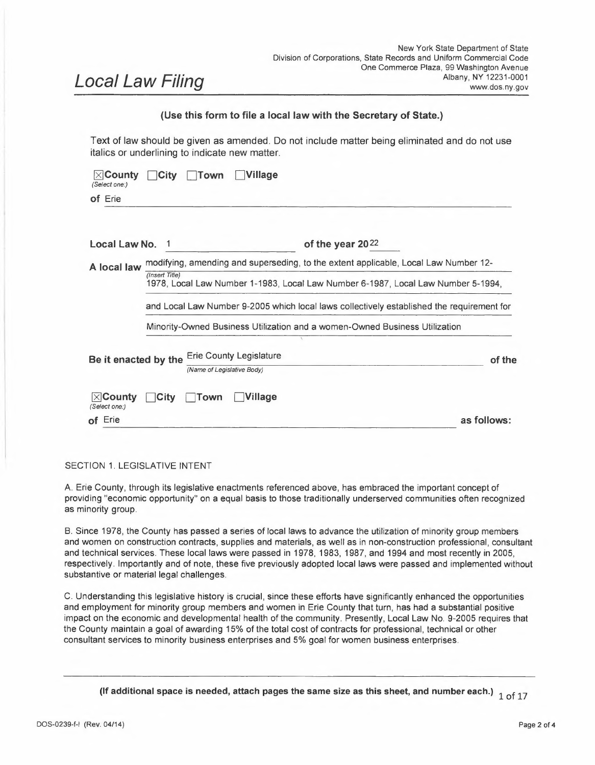New York State Department of State
Division of Corporations, State Records and Uniform Commercial Code
One Commerce Plaza, 99 Washington Avenue
Albany, NY 12231-0001
www.dos.ny.gov

# Local Law Filing

**(Use this form to file a local law with the Secretary of State.)**

Text of law should be given as amended. Do not include matter being eliminated and do not use italics or underlining to indicate new matter.

☒ **County** ☐ **City** ☐ **Town** ☐ **Village**
*(Select one:)*

**of** Erie

**Local Law No.** 1 **of the year 20**22

**A local law** modifying, amending and superseding, to the extent applicable, Local Law Number 12-1978, Local Law Number 1-1983, Local Law Number 6-1987, Local Law Number 5-1994, and Local Law Number 9-2005 which local laws collectively established the requirement for Minority-Owned Business Utilization and a women-Owned Business Utilization
*(Insert Title)*

**Be it enacted by the** Erie County Legislature **of the**
*(Name of Legislative Body)*

☒ **County** ☐ **City** ☐ **Town** ☐ **Village**
*(Select one:)*

**of** Erie **as follows:**

SECTION 1. LEGISLATIVE INTENT

A. Erie County, through its legislative enactments referenced above, has embraced the important concept of providing "economic opportunity" on a equal basis to those traditionally underserved communities often recognized as minority group.

B. Since 1978, the County has passed a series of local laws to advance the utilization of minority group members and women on construction contracts, supplies and materials, as well as in non-construction professional, consultant and technical services. These local laws were passed in 1978, 1983, 1987, and 1994 and most recently in 2005, respectively. Importantly and of note, these five previously adopted local laws were passed and implemented without substantive or material legal challenges.

C. Understanding this legislative history is crucial, since these efforts have significantly enhanced the opportunities and employment for minority group members and women in Erie County that turn, has had a substantial positive impact on the economic and developmental health of the community. Presently, Local Law No. 9-2005 requires that the County maintain a goal of awarding 15% of the total cost of contracts for professional, technical or other consultant services to minority business enterprises and 5% goal for women business enterprises.

**(If additional space is needed, attach pages the same size as this sheet, and number each.)**

DOS-0239-f-l (Rev. 04/14)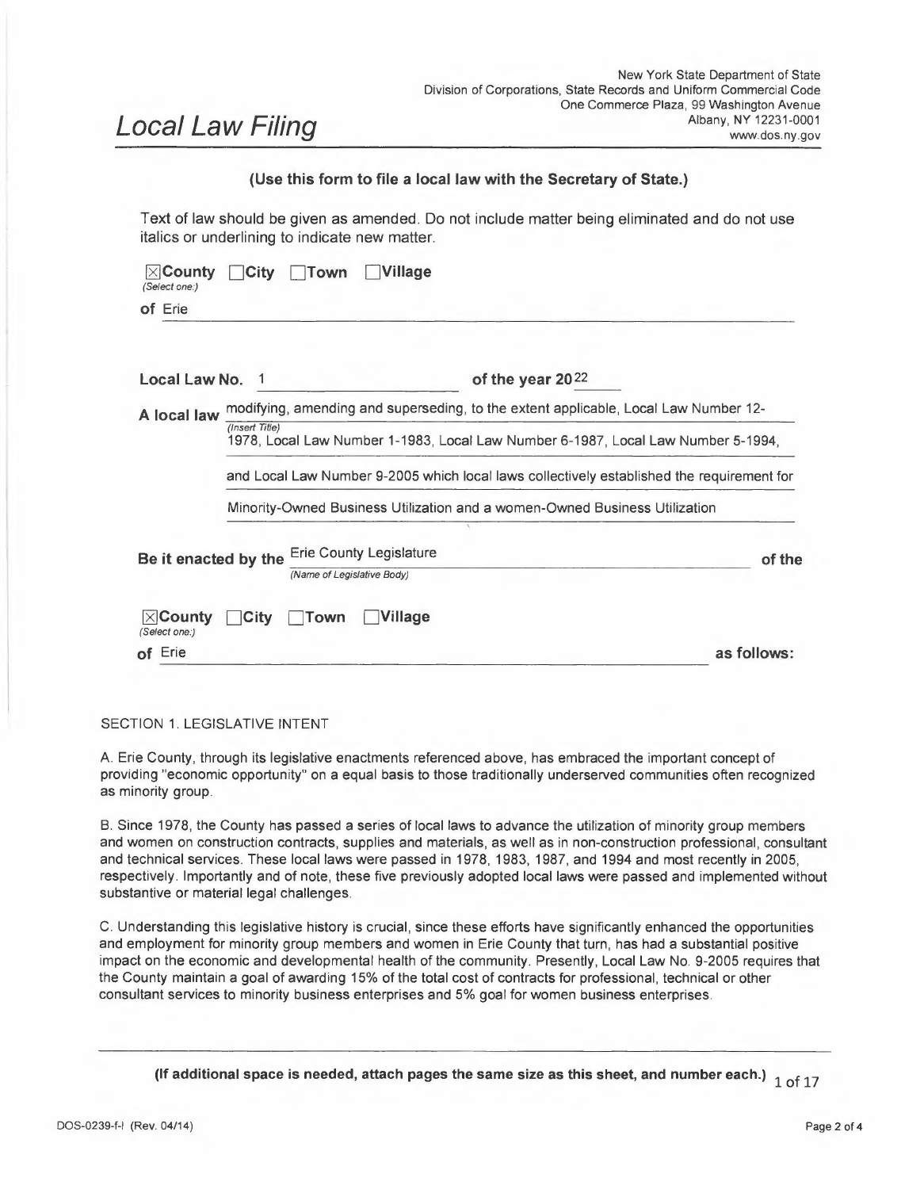New York State Department of State
Division of Corporations, State Records and Uniform Commercial Code
One Commerce Plaza, 99 Washington Avenue
Albany, NY 12231-0001
www.dos.ny.gov

# Local Law Filing

**(Use this form to file a local law with the Secretary of State.)**

Text of law should be given as amended. Do not include matter being eliminated and do not use italics or underlining to indicate new matter.

☒ **County** ☐ **City** ☐ **Town** ☐ **Village**
*(Select one:)*

**of** Erie

**Local Law No.** 1 **of the year 20**22

**A local law** modifying, amending and superseding, to the extent applicable, Local Law Number 12-1978, Local Law Number 1-1983, Local Law Number 6-1987, Local Law Number 5-1994, and Local Law Number 9-2005 which local laws collectively established the requirement for Minority-Owned Business Utilization and a women-Owned Business Utilization
*(Insert Title)*

**Be it enacted by the** Erie County Legislature **of the**
*(Name of Legislative Body)*

☒ **County** ☐ **City** ☐ **Town** ☐ **Village**
*(Select one:)*

**of** Erie **as follows:**

SECTION 1. LEGISLATIVE INTENT

A. Erie County, through its legislative enactments referenced above, has embraced the important concept of providing "economic opportunity" on a equal basis to those traditionally underserved communities often recognized as minority group.

B. Since 1978, the County has passed a series of local laws to advance the utilization of minority group members and women on construction contracts, supplies and materials, as well as in non-construction professional, consultant and technical services. These local laws were passed in 1978, 1983, 1987, and 1994 and most recently in 2005, respectively. Importantly and of note, these five previously adopted local laws were passed and implemented without substantive or material legal challenges.

C. Understanding this legislative history is crucial, since these efforts have significantly enhanced the opportunities and employment for minority group members and women in Erie County that turn, has had a substantial positive impact on the economic and developmental health of the community. Presently, Local Law No. 9-2005 requires that the County maintain a goal of awarding 15% of the total cost of contracts for professional, technical or other consultant services to minority business enterprises and 5% goal for women business enterprises.

**(If additional space is needed, attach pages the same size as this sheet, and number each.)**

DOS-0239-f-l (Rev. 04/14)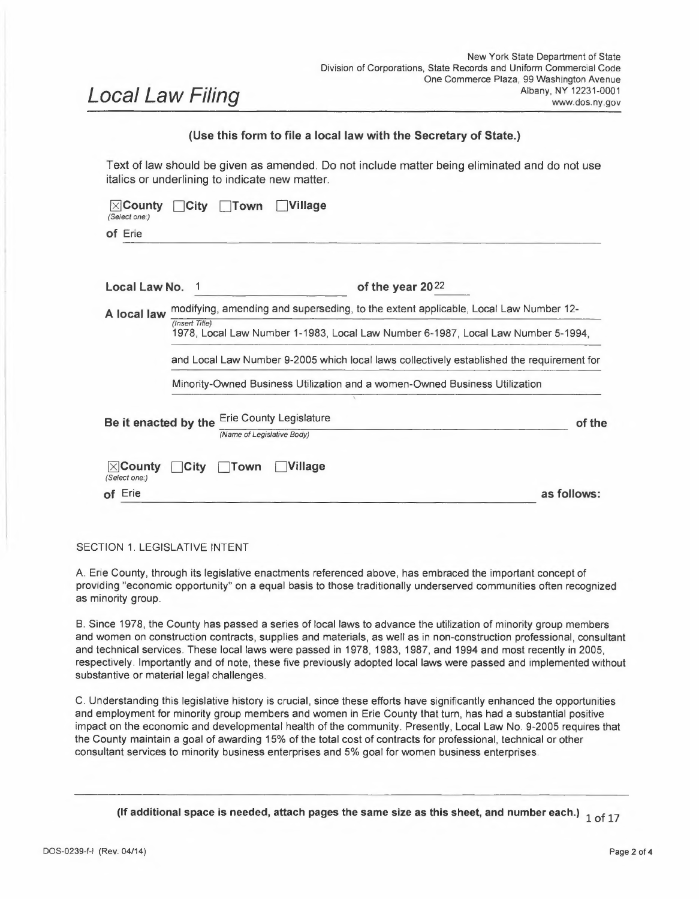# Local Law Filing

New York State Department of State
Division of Corporations, State Records and Uniform Commercial Code
One Commerce Plaza, 99 Washington Avenue
Albany, NY 12231-0001
www.dos.ny.gov

**(Use this form to file a local law with the Secretary of State.)**

Text of law should be given as amended. Do not include matter being eliminated and do not use italics or underlining to indicate new matter.

☒ **County** ☐ **City** ☐ **Town** ☐ **Village**
*(Select one:)*

**of** Erie

**Local Law No.** 1 **of the year 20**22

**A local law** modifying, amending and superseding, to the extent applicable, Local Law Number 12-1978, Local Law Number 1-1983, Local Law Number 6-1987, Local Law Number 5-1994, and Local Law Number 9-2005 which local laws collectively established the requirement for Minority-Owned Business Utilization and a women-Owned Business Utilization
*(Insert Title)*

**Be it enacted by the** Erie County Legislature **of the**
*(Name of Legislative Body)*

☒ **County** ☐ **City** ☐ **Town** ☐ **Village**
*(Select one:)*

**of** Erie **as follows:**

SECTION 1. LEGISLATIVE INTENT

A. Erie County, through its legislative enactments referenced above, has embraced the important concept of providing "economic opportunity" on a equal basis to those traditionally underserved communities often recognized as minority group.

B. Since 1978, the County has passed a series of local laws to advance the utilization of minority group members and women on construction contracts, supplies and materials, as well as in non-construction professional, consultant and technical services. These local laws were passed in 1978, 1983, 1987, and 1994 and most recently in 2005, respectively. Importantly and of note, these five previously adopted local laws were passed and implemented without substantive or material legal challenges.

C. Understanding this legislative history is crucial, since these efforts have significantly enhanced the opportunities and employment for minority group members and women in Erie County that turn, has had a substantial positive impact on the economic and developmental health of the community. Presently, Local Law No. 9-2005 requires that the County maintain a goal of awarding 15% of the total cost of contracts for professional, technical or other consultant services to minority business enterprises and 5% goal for women business enterprises.

**(If additional space is needed, attach pages the same size as this sheet, and number each.)**

DOS-0239-f-l (Rev. 04/14)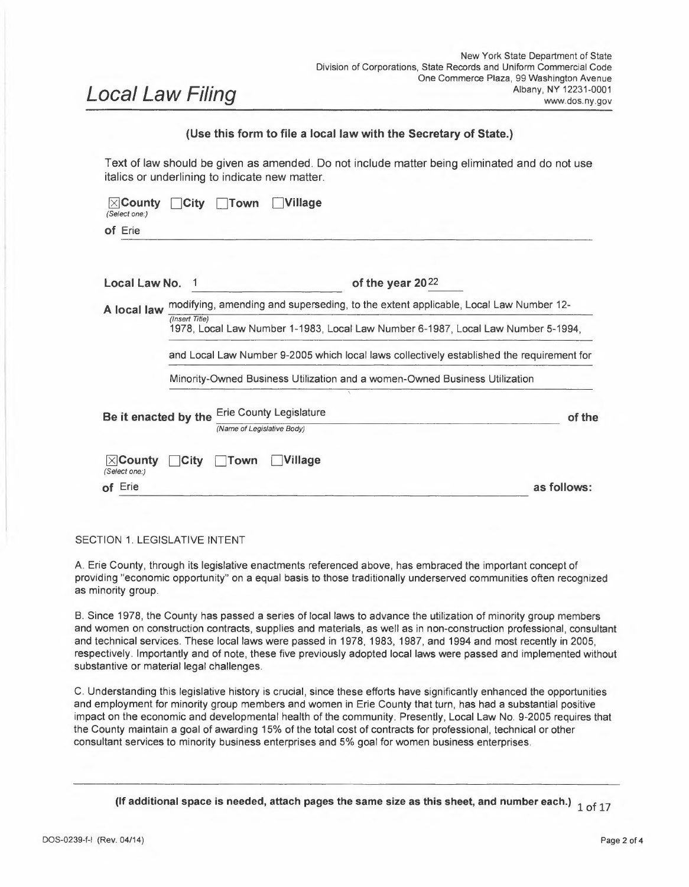# Local Law Filing

New York State Department of State
Division of Corporations, State Records and Uniform Commercial Code
One Commerce Plaza, 99 Washington Avenue
Albany, NY 12231-0001
www.dos.ny.gov

**(Use this form to file a local law with the Secretary of State.)**

Text of law should be given as amended. Do not include matter being eliminated and do not use italics or underlining to indicate new matter.

☒ **County** ☐ **City** ☐ **Town** ☐ **Village**
*(Select one:)*

**of** Erie

**Local Law No.** 1 **of the year 20**22

**A local law** *(Insert Title)* modifying, amending and superseding, to the extent applicable, Local Law Number 12-1978, Local Law Number 1-1983, Local Law Number 6-1987, Local Law Number 5-1994, and Local Law Number 9-2005 which local laws collectively established the requirement for Minority-Owned Business Utilization and a women-Owned Business Utilization

**Be it enacted by the** Erie County Legislature *(Name of Legislative Body)* **of the**

☒ **County** ☐ **City** ☐ **Town** ☐ **Village**
*(Select one:)*

**of** Erie **as follows:**

SECTION 1. LEGISLATIVE INTENT

A. Erie County, through its legislative enactments referenced above, has embraced the important concept of providing "economic opportunity" on a equal basis to those traditionally underserved communities often recognized as minority group.

B. Since 1978, the County has passed a series of local laws to advance the utilization of minority group members and women on construction contracts, supplies and materials, as well as in non-construction professional, consultant and technical services. These local laws were passed in 1978, 1983, 1987, and 1994 and most recently in 2005, respectively. Importantly and of note, these five previously adopted local laws were passed and implemented without substantive or material legal challenges.

C. Understanding this legislative history is crucial, since these efforts have significantly enhanced the opportunities and employment for minority group members and women in Erie County that turn, has had a substantial positive impact on the economic and developmental health of the community. Presently, Local Law No. 9-2005 requires that the County maintain a goal of awarding 15% of the total cost of contracts for professional, technical or other consultant services to minority business enterprises and 5% goal for women business enterprises.

**(If additional space is needed, attach pages the same size as this sheet, and number each.)**

DOS-0239-f-l (Rev. 04/14)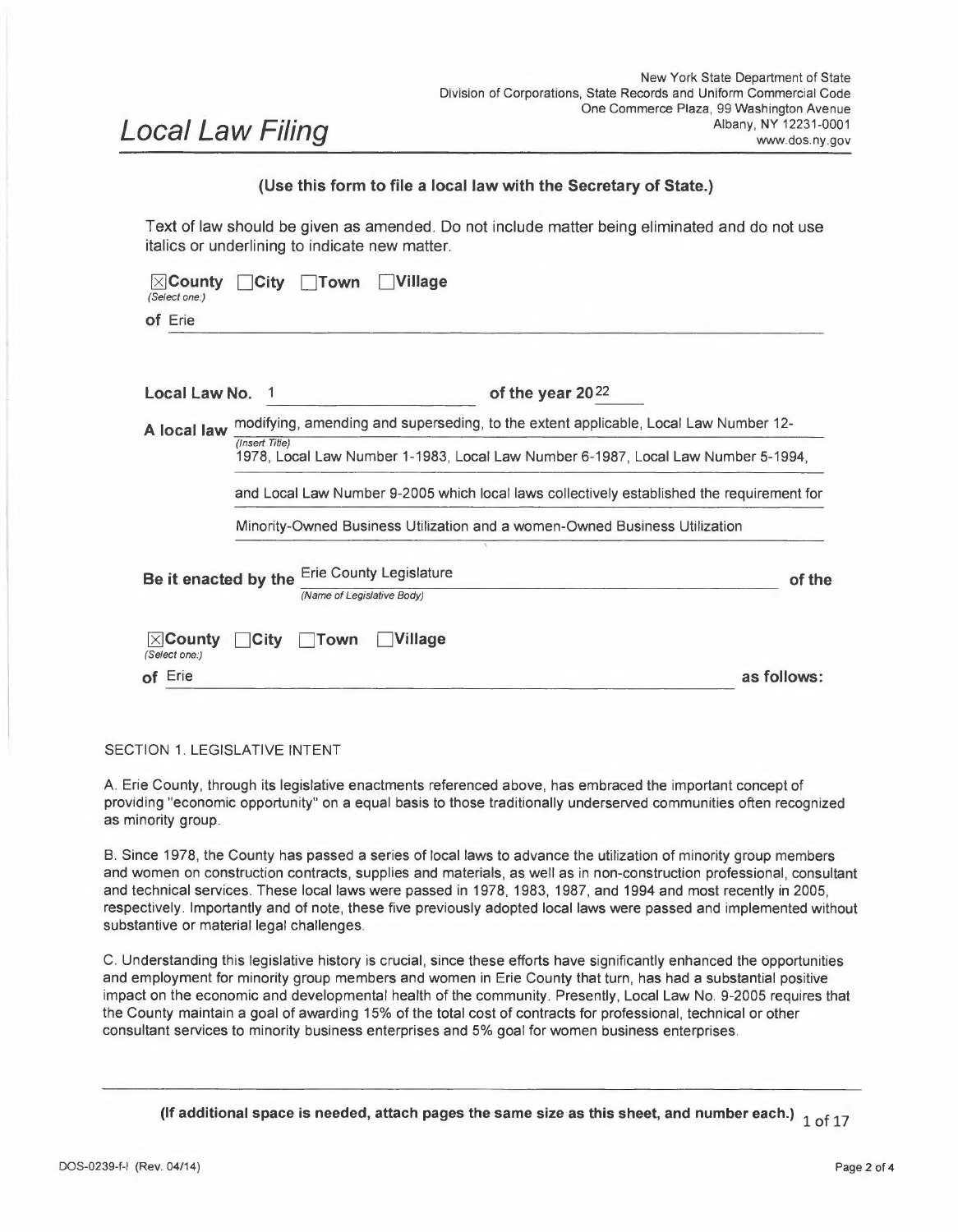# Local Law Filing

New York State Department of State
Division of Corporations, State Records and Uniform Commercial Code
One Commerce Plaza, 99 Washington Avenue
Albany, NY 12231-0001
www.dos.ny.gov

**(Use this form to file a local law with the Secretary of State.)**

Text of law should be given as amended. Do not include matter being eliminated and do not use italics or underlining to indicate new matter.

☒ **County** ☐ **City** ☐ **Town** ☐ **Village**
*(Select one:)*

**of** Erie

**Local Law No.** 1 **of the year 20**22

**A local law** modifying, amending and superseding, to the extent applicable, Local Law Number 12-1978, Local Law Number 1-1983, Local Law Number 6-1987, Local Law Number 5-1994, and Local Law Number 9-2005 which local laws collectively established the requirement for Minority-Owned Business Utilization and a women-Owned Business Utilization
*(Insert Title)*

**Be it enacted by the** Erie County Legislature **of the**
*(Name of Legislative Body)*

☒ **County** ☐ **City** ☐ **Town** ☐ **Village**
*(Select one:)*

**of** Erie **as follows:**

SECTION 1. LEGISLATIVE INTENT

A. Erie County, through its legislative enactments referenced above, has embraced the important concept of providing "economic opportunity" on a equal basis to those traditionally underserved communities often recognized as minority group.

B. Since 1978, the County has passed a series of local laws to advance the utilization of minority group members and women on construction contracts, supplies and materials, as well as in non-construction professional, consultant and technical services. These local laws were passed in 1978, 1983, 1987, and 1994 and most recently in 2005, respectively. Importantly and of note, these five previously adopted local laws were passed and implemented without substantive or material legal challenges.

C. Understanding this legislative history is crucial, since these efforts have significantly enhanced the opportunities and employment for minority group members and women in Erie County that turn, has had a substantial positive impact on the economic and developmental health of the community. Presently, Local Law No. 9-2005 requires that the County maintain a goal of awarding 15% of the total cost of contracts for professional, technical or other consultant services to minority business enterprises and 5% goal for women business enterprises.

**(If additional space is needed, attach pages the same size as this sheet, and number each.)**

DOS-0239-f-l (Rev. 04/14)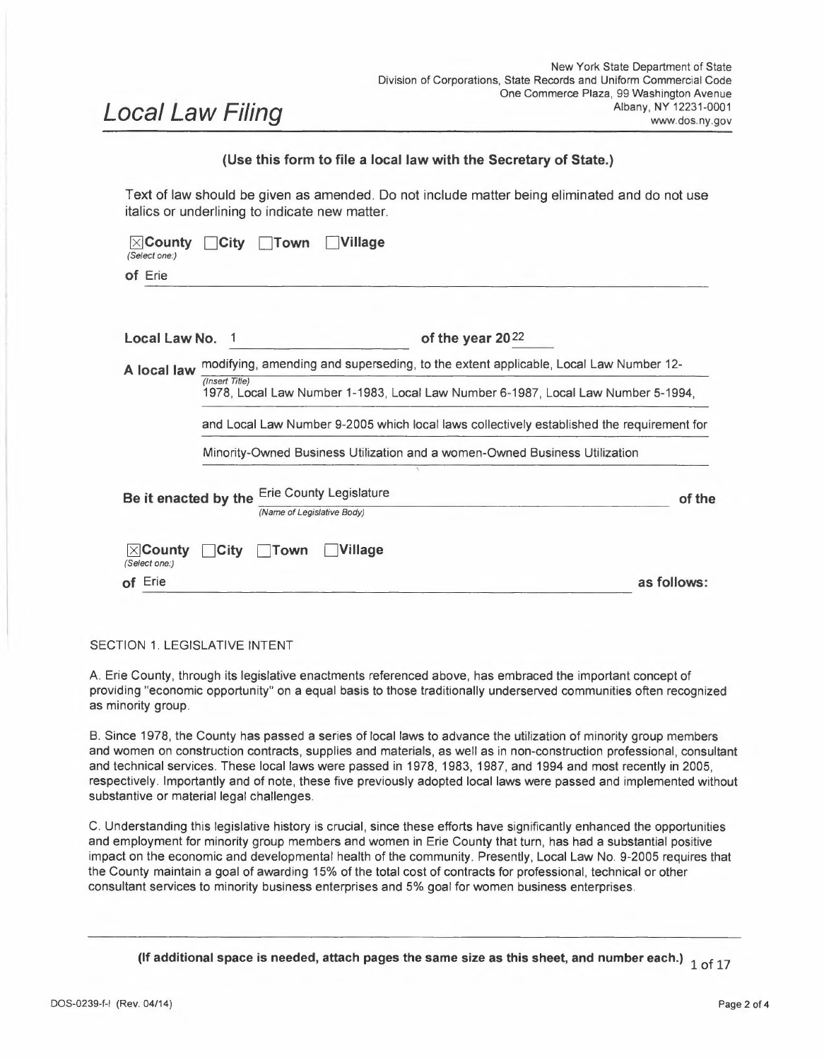# Local Law Filing

New York State Department of State
Division of Corporations, State Records and Uniform Commercial Code
One Commerce Plaza, 99 Washington Avenue
Albany, NY 12231-0001
www.dos.ny.gov

**(Use this form to file a local law with the Secretary of State.)**

Text of law should be given as amended. Do not include matter being eliminated and do not use italics or underlining to indicate new matter.

☒ **County** ☐ **City** ☐ **Town** ☐ **Village**
*(Select one:)*

**of** Erie

**Local Law No.** 1 **of the year 20**22

**A local law** modifying, amending and superseding, to the extent applicable, Local Law Number 12-1978, Local Law Number 1-1983, Local Law Number 6-1987, Local Law Number 5-1994, and Local Law Number 9-2005 which local laws collectively established the requirement for Minority-Owned Business Utilization and a women-Owned Business Utilization
*(Insert Title)*

**Be it enacted by the** Erie County Legislature **of the**
*(Name of Legislative Body)*

☒ **County** ☐ **City** ☐ **Town** ☐ **Village**
*(Select one:)*

**of** Erie **as follows:**

SECTION 1. LEGISLATIVE INTENT

A. Erie County, through its legislative enactments referenced above, has embraced the important concept of providing "economic opportunity" on a equal basis to those traditionally underserved communities often recognized as minority group.

B. Since 1978, the County has passed a series of local laws to advance the utilization of minority group members and women on construction contracts, supplies and materials, as well as in non-construction professional, consultant and technical services. These local laws were passed in 1978, 1983, 1987, and 1994 and most recently in 2005, respectively. Importantly and of note, these five previously adopted local laws were passed and implemented without substantive or material legal challenges.

C. Understanding this legislative history is crucial, since these efforts have significantly enhanced the opportunities and employment for minority group members and women in Erie County that turn, has had a substantial positive impact on the economic and developmental health of the community. Presently, Local Law No. 9-2005 requires that the County maintain a goal of awarding 15% of the total cost of contracts for professional, technical or other consultant services to minority business enterprises and 5% goal for women business enterprises.

**(If additional space is needed, attach pages the same size as this sheet, and number each.)**

DOS-0239-f-l (Rev. 04/14)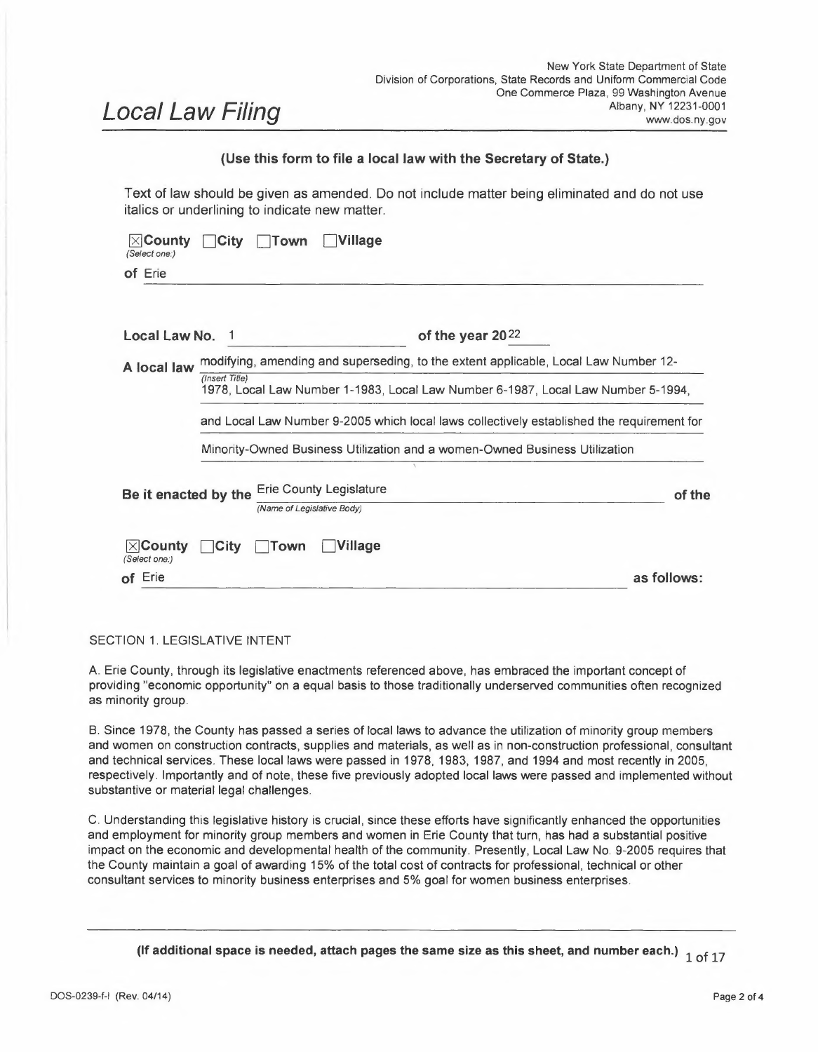# Local Law Filing

New York State Department of State
Division of Corporations, State Records and Uniform Commercial Code
One Commerce Plaza, 99 Washington Avenue
Albany, NY 12231-0001
www.dos.ny.gov

**(Use this form to file a local law with the Secretary of State.)**

Text of law should be given as amended. Do not include matter being eliminated and do not use italics or underlining to indicate new matter.

☒ **County** ☐ **City** ☐ **Town** ☐ **Village**
*(Select one:)*

**of** Erie

**Local Law No.** 1 **of the year 20**22

**A local law** modifying, amending and superseding, to the extent applicable, Local Law Number 12-1978, Local Law Number 1-1983, Local Law Number 6-1987, Local Law Number 5-1994, and Local Law Number 9-2005 which local laws collectively established the requirement for Minority-Owned Business Utilization and a women-Owned Business Utilization
*(Insert Title)*

**Be it enacted by the** Erie County Legislature **of the**
*(Name of Legislative Body)*

☒ **County** ☐ **City** ☐ **Town** ☐ **Village**
*(Select one:)*

**of** Erie **as follows:**

SECTION 1. LEGISLATIVE INTENT

A. Erie County, through its legislative enactments referenced above, has embraced the important concept of providing "economic opportunity" on a equal basis to those traditionally underserved communities often recognized as minority group.

B. Since 1978, the County has passed a series of local laws to advance the utilization of minority group members and women on construction contracts, supplies and materials, as well as in non-construction professional, consultant and technical services. These local laws were passed in 1978, 1983, 1987, and 1994 and most recently in 2005, respectively. Importantly and of note, these five previously adopted local laws were passed and implemented without substantive or material legal challenges.

C. Understanding this legislative history is crucial, since these efforts have significantly enhanced the opportunities and employment for minority group members and women in Erie County that turn, has had a substantial positive impact on the economic and developmental health of the community. Presently, Local Law No. 9-2005 requires that the County maintain a goal of awarding 15% of the total cost of contracts for professional, technical or other consultant services to minority business enterprises and 5% goal for women business enterprises.

**(If additional space is needed, attach pages the same size as this sheet, and number each.)**

DOS-0239-f-l (Rev. 04/14)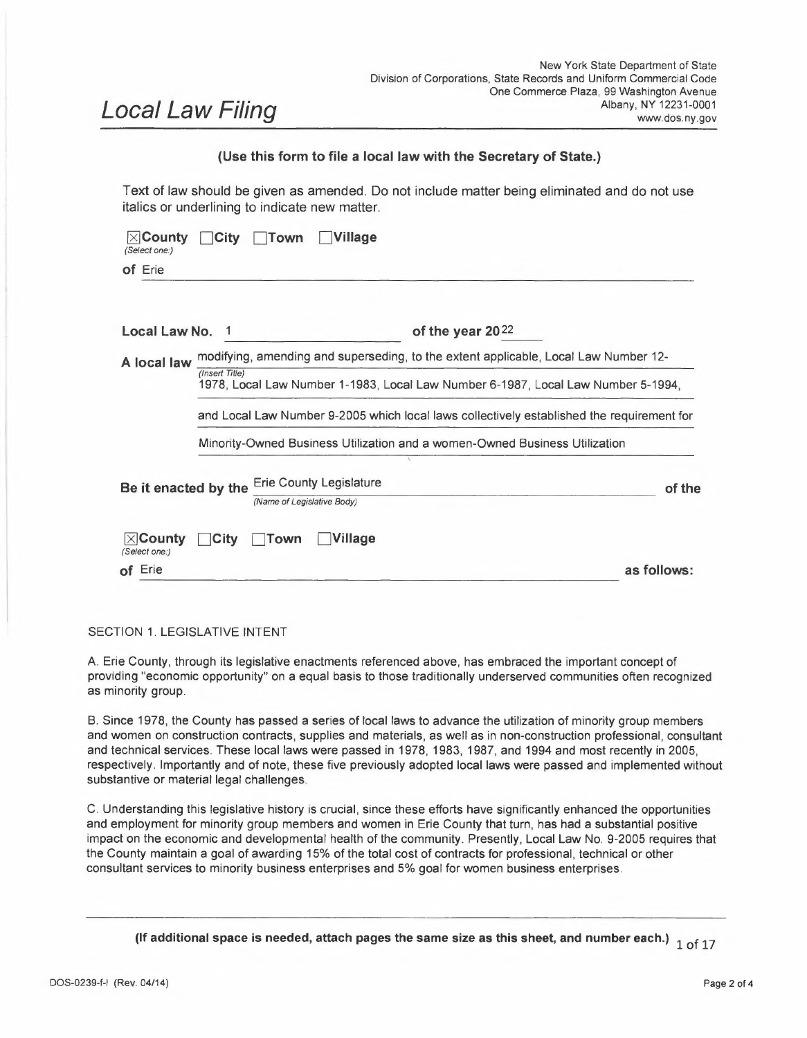# Local Law Filing

New York State Department of State
Division of Corporations, State Records and Uniform Commercial Code
One Commerce Plaza, 99 Washington Avenue
Albany, NY 12231-0001
www.dos.ny.gov

**(Use this form to file a local law with the Secretary of State.)**

Text of law should be given as amended. Do not include matter being eliminated and do not use italics or underlining to indicate new matter.

☒**County** ☐**City** ☐**Town** ☐**Village**
*(Select one:)*

**of** Erie

**Local Law No.** 1 **of the year 20**22

**A local law** modifying, amending and superseding, to the extent applicable, Local Law Number 12-1978, Local Law Number 1-1983, Local Law Number 6-1987, Local Law Number 5-1994, and Local Law Number 9-2005 which local laws collectively established the requirement for Minority-Owned Business Utilization and a women-Owned Business Utilization
*(Insert Title)*

**Be it enacted by the** Erie County Legislature **of the**
*(Name of Legislative Body)*

☒**County** ☐**City** ☐**Town** ☐**Village**
*(Select one:)*

**of** Erie **as follows:**

SECTION 1. LEGISLATIVE INTENT

A. Erie County, through its legislative enactments referenced above, has embraced the important concept of providing "economic opportunity" on a equal basis to those traditionally underserved communities often recognized as minority group.

B. Since 1978, the County has passed a series of local laws to advance the utilization of minority group members and women on construction contracts, supplies and materials, as well as in non-construction professional, consultant and technical services. These local laws were passed in 1978, 1983, 1987, and 1994 and most recently in 2005, respectively. Importantly and of note, these five previously adopted local laws were passed and implemented without substantive or material legal challenges.

C. Understanding this legislative history is crucial, since these efforts have significantly enhanced the opportunities and employment for minority group members and women in Erie County that turn, has had a substantial positive impact on the economic and developmental health of the community. Presently, Local Law No. 9-2005 requires that the County maintain a goal of awarding 15% of the total cost of contracts for professional, technical or other consultant services to minority business enterprises and 5% goal for women business enterprises.

**(If additional space is needed, attach pages the same size as this sheet, and number each.)**

DOS-0239-f-l (Rev. 04/14)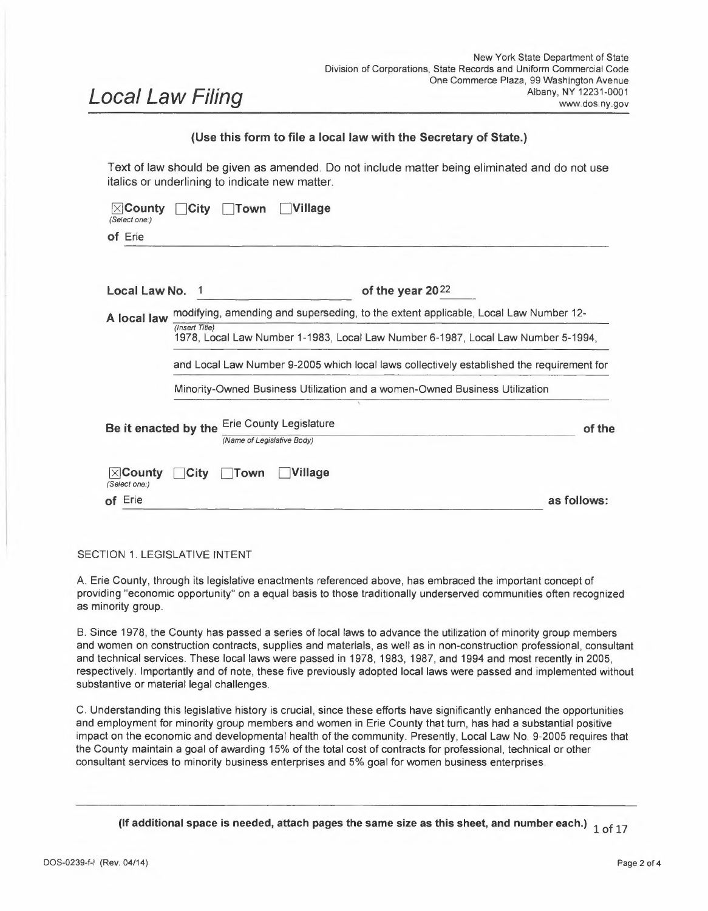New York State Department of State
Division of Corporations, State Records and Uniform Commercial Code
One Commerce Plaza, 99 Washington Avenue
Albany, NY 12231-0001
www.dos.ny.gov

# Local Law Filing

**(Use this form to file a local law with the Secretary of State.)**

Text of law should be given as amended. Do not include matter being eliminated and do not use italics or underlining to indicate new matter.

☒**County** ☐**City** ☐**Town** ☐**Village**
*(Select one:)*

**of** Erie

**Local Law No.** 1 **of the year 20**22

**A local law** modifying, amending and superseding, to the extent applicable, Local Law Number 12-1978, Local Law Number 1-1983, Local Law Number 6-1987, Local Law Number 5-1994, and Local Law Number 9-2005 which local laws collectively established the requirement for Minority-Owned Business Utilization and a women-Owned Business Utilization
*(Insert Title)*

**Be it enacted by the** Erie County Legislature **of the**
*(Name of Legislative Body)*

☒**County** ☐**City** ☐**Town** ☐**Village**
*(Select one:)*

**of** Erie **as follows:**

SECTION 1. LEGISLATIVE INTENT

A. Erie County, through its legislative enactments referenced above, has embraced the important concept of providing "economic opportunity" on a equal basis to those traditionally underserved communities often recognized as minority group.

B. Since 1978, the County has passed a series of local laws to advance the utilization of minority group members and women on construction contracts, supplies and materials, as well as in non-construction professional, consultant and technical services. These local laws were passed in 1978, 1983, 1987, and 1994 and most recently in 2005, respectively. Importantly and of note, these five previously adopted local laws were passed and implemented without substantive or material legal challenges.

C. Understanding this legislative history is crucial, since these efforts have significantly enhanced the opportunities and employment for minority group members and women in Erie County that turn, has had a substantial positive impact on the economic and developmental health of the community. Presently, Local Law No. 9-2005 requires that the County maintain a goal of awarding 15% of the total cost of contracts for professional, technical or other consultant services to minority business enterprises and 5% goal for women business enterprises.

**(If additional space is needed, attach pages the same size as this sheet, and number each.)**

DOS-0239-f-l (Rev. 04/14)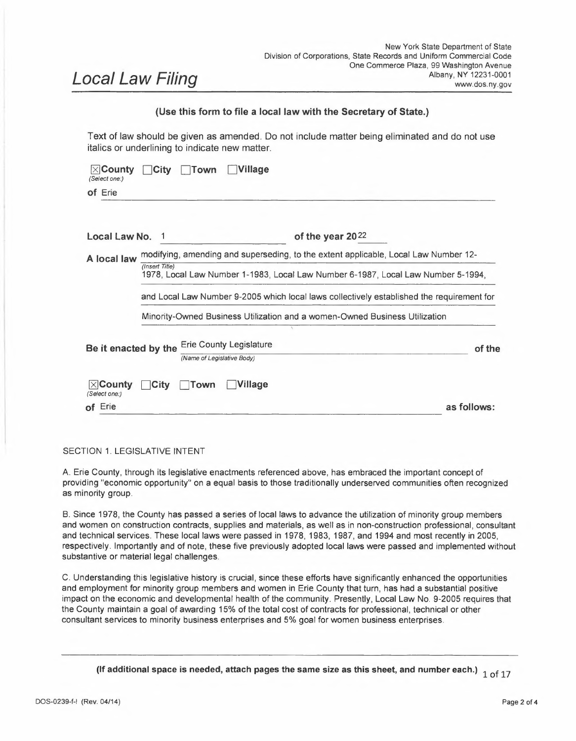New York State Department of State
Division of Corporations, State Records and Uniform Commercial Code
One Commerce Plaza, 99 Washington Avenue
Albany, NY 12231-0001
www.dos.ny.gov

# Local Law Filing

**(Use this form to file a local law with the Secretary of State.)**

Text of law should be given as amended. Do not include matter being eliminated and do not use italics or underlining to indicate new matter.

☒ **County** ☐ **City** ☐ **Town** ☐ **Village**
*(Select one:)*

**of** Erie

**Local Law No.** 1 **of the year 20**22

**A local law** modifying, amending and superseding, to the extent applicable, Local Law Number 12-1978, Local Law Number 1-1983, Local Law Number 6-1987, Local Law Number 5-1994, and Local Law Number 9-2005 which local laws collectively established the requirement for Minority-Owned Business Utilization and a women-Owned Business Utilization
*(Insert Title)*

**Be it enacted by the** Erie County Legislature **of the**
*(Name of Legislative Body)*

☒ **County** ☐ **City** ☐ **Town** ☐ **Village**
*(Select one:)*

**of** Erie **as follows:**

SECTION 1. LEGISLATIVE INTENT

A. Erie County, through its legislative enactments referenced above, has embraced the important concept of providing "economic opportunity" on a equal basis to those traditionally underserved communities often recognized as minority group.

B. Since 1978, the County has passed a series of local laws to advance the utilization of minority group members and women on construction contracts, supplies and materials, as well as in non-construction professional, consultant and technical services. These local laws were passed in 1978, 1983, 1987, and 1994 and most recently in 2005, respectively. Importantly and of note, these five previously adopted local laws were passed and implemented without substantive or material legal challenges.

C. Understanding this legislative history is crucial, since these efforts have significantly enhanced the opportunities and employment for minority group members and women in Erie County that turn, has had a substantial positive impact on the economic and developmental health of the community. Presently, Local Law No. 9-2005 requires that the County maintain a goal of awarding 15% of the total cost of contracts for professional, technical or other consultant services to minority business enterprises and 5% goal for women business enterprises.

**(If additional space is needed, attach pages the same size as this sheet, and number each.)**

DOS-0239-f-l (Rev. 04/14)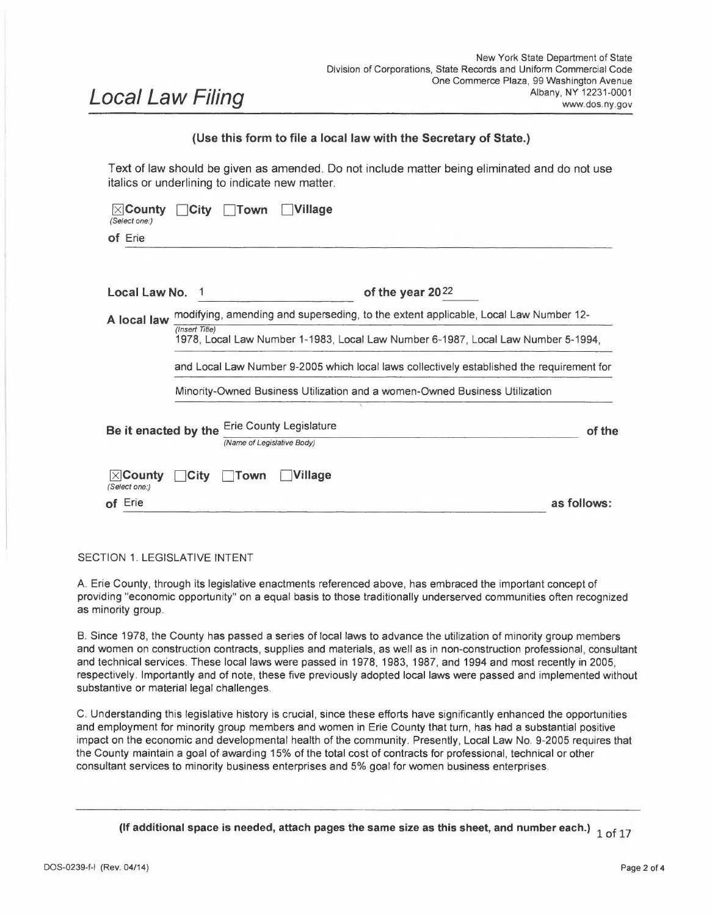New York State Department of State
Division of Corporations, State Records and Uniform Commercial Code
One Commerce Plaza, 99 Washington Avenue
Albany, NY 12231-0001
www.dos.ny.gov

# Local Law Filing

**(Use this form to file a local law with the Secretary of State.)**

Text of law should be given as amended. Do not include matter being eliminated and do not use italics or underlining to indicate new matter.

☒**County** ☐**City** ☐**Town** ☐**Village**
*(Select one:)*

**of** Erie

**Local Law No.** 1 **of the year 20**22

**A local law** modifying, amending and superseding, to the extent applicable, Local Law Number 12-1978, Local Law Number 1-1983, Local Law Number 6-1987, Local Law Number 5-1994, and Local Law Number 9-2005 which local laws collectively established the requirement for Minority-Owned Business Utilization and a women-Owned Business Utilization
*(Insert Title)*

**Be it enacted by the** Erie County Legislature **of the**
*(Name of Legislative Body)*

☒**County** ☐**City** ☐**Town** ☐**Village**
*(Select one:)*

**of** Erie **as follows:**

SECTION 1. LEGISLATIVE INTENT

A. Erie County, through its legislative enactments referenced above, has embraced the important concept of providing "economic opportunity" on a equal basis to those traditionally underserved communities often recognized as minority group.

B. Since 1978, the County has passed a series of local laws to advance the utilization of minority group members and women on construction contracts, supplies and materials, as well as in non-construction professional, consultant and technical services. These local laws were passed in 1978, 1983, 1987, and 1994 and most recently in 2005, respectively. Importantly and of note, these five previously adopted local laws were passed and implemented without substantive or material legal challenges.

C. Understanding this legislative history is crucial, since these efforts have significantly enhanced the opportunities and employment for minority group members and women in Erie County that turn, has had a substantial positive impact on the economic and developmental health of the community. Presently, Local Law No. 9-2005 requires that the County maintain a goal of awarding 15% of the total cost of contracts for professional, technical or other consultant services to minority business enterprises and 5% goal for women business enterprises.

**(If additional space is needed, attach pages the same size as this sheet, and number each.)**

DOS-0239-f-l (Rev. 04/14)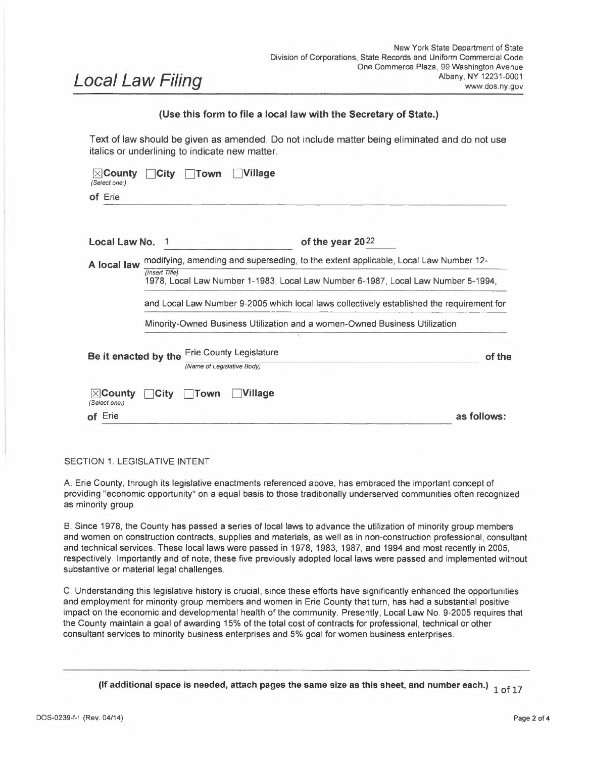New York State Department of State
Division of Corporations, State Records and Uniform Commercial Code
One Commerce Plaza, 99 Washington Avenue
Albany, NY 12231-0001
www.dos.ny.gov

# Local Law Filing

**(Use this form to file a local law with the Secretary of State.)**

Text of law should be given as amended. Do not include matter being eliminated and do not use italics or underlining to indicate new matter.

☒**County** ☐**City** ☐**Town** ☐**Village**
*(Select one:)*

**of** Erie

**Local Law No.** 1 **of the year 20**22

**A local law** *(Insert Title)* modifying, amending and superseding, to the extent applicable, Local Law Number 12-1978, Local Law Number 1-1983, Local Law Number 6-1987, Local Law Number 5-1994, and Local Law Number 9-2005 which local laws collectively established the requirement for Minority-Owned Business Utilization and a women-Owned Business Utilization

**Be it enacted by the** Erie County Legislature *(Name of Legislative Body)* **of the**

☒**County** ☐**City** ☐**Town** ☐**Village**
*(Select one:)*

**of** Erie **as follows:**

SECTION 1. LEGISLATIVE INTENT

A. Erie County, through its legislative enactments referenced above, has embraced the important concept of providing "economic opportunity" on a equal basis to those traditionally underserved communities often recognized as minority group.

B. Since 1978, the County has passed a series of local laws to advance the utilization of minority group members and women on construction contracts, supplies and materials, as well as in non-construction professional, consultant and technical services. These local laws were passed in 1978, 1983, 1987, and 1994 and most recently in 2005, respectively. Importantly and of note, these five previously adopted local laws were passed and implemented without substantive or material legal challenges.

C. Understanding this legislative history is crucial, since these efforts have significantly enhanced the opportunities and employment for minority group members and women in Erie County that turn, has had a substantial positive impact on the economic and developmental health of the community. Presently, Local Law No. 9-2005 requires that the County maintain a goal of awarding 15% of the total cost of contracts for professional, technical or other consultant services to minority business enterprises and 5% goal for women business enterprises.

**(If additional space is needed, attach pages the same size as this sheet, and number each.)**

DOS-0239-f-l (Rev. 04/14)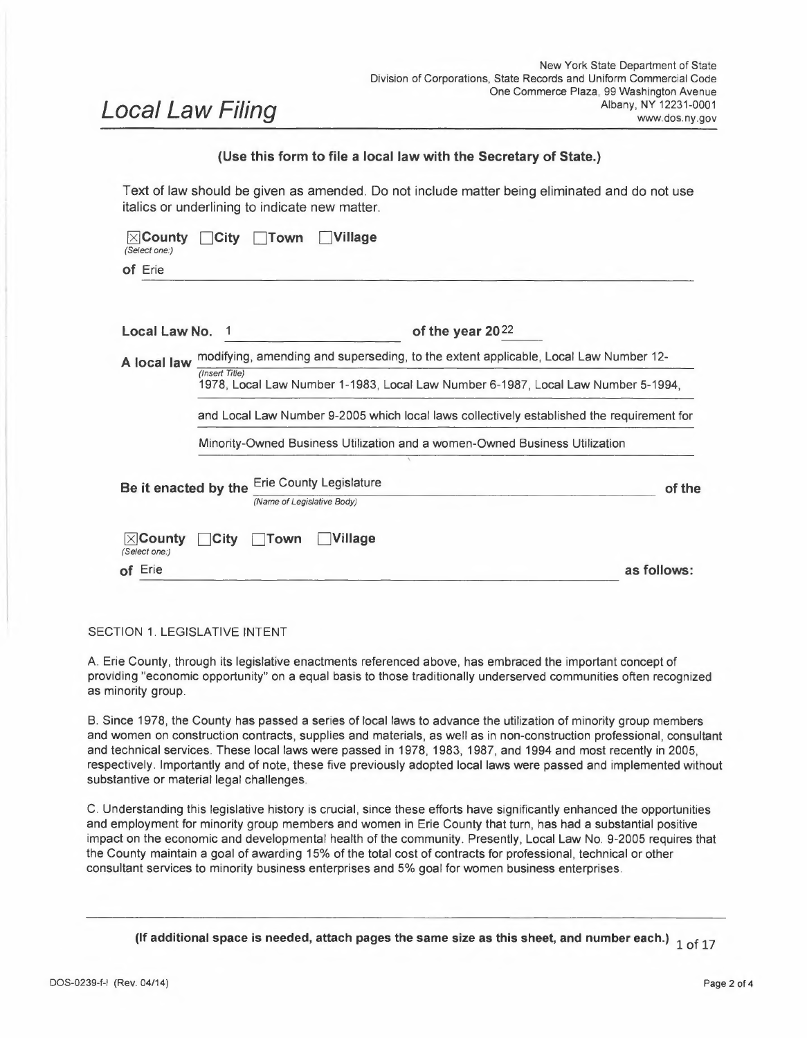New York State Department of State
Division of Corporations, State Records and Uniform Commercial Code
One Commerce Plaza, 99 Washington Avenue
Albany, NY 12231-0001
www.dos.ny.gov

# Local Law Filing

**(Use this form to file a local law with the Secretary of State.)**

Text of law should be given as amended. Do not include matter being eliminated and do not use italics or underlining to indicate new matter.

☒**County** ☐**City** ☐**Town** ☐**Village**
*(Select one:)*

**of** Erie

**Local Law No.** 1 **of the year 20**22

**A local law** modifying, amending and superseding, to the extent applicable, Local Law Number 12-1978, Local Law Number 1-1983, Local Law Number 6-1987, Local Law Number 5-1994, and Local Law Number 9-2005 which local laws collectively established the requirement for Minority-Owned Business Utilization and a women-Owned Business Utilization
*(Insert Title)*

**Be it enacted by the** Erie County Legislature **of the**
*(Name of Legislative Body)*

☒**County** ☐**City** ☐**Town** ☐**Village**
*(Select one:)*

**of** Erie **as follows:**

SECTION 1. LEGISLATIVE INTENT

A. Erie County, through its legislative enactments referenced above, has embraced the important concept of providing "economic opportunity" on a equal basis to those traditionally underserved communities often recognized as minority group.

B. Since 1978, the County has passed a series of local laws to advance the utilization of minority group members and women on construction contracts, supplies and materials, as well as in non-construction professional, consultant and technical services. These local laws were passed in 1978, 1983, 1987, and 1994 and most recently in 2005, respectively. Importantly and of note, these five previously adopted local laws were passed and implemented without substantive or material legal challenges.

C. Understanding this legislative history is crucial, since these efforts have significantly enhanced the opportunities and employment for minority group members and women in Erie County that turn, has had a substantial positive impact on the economic and developmental health of the community. Presently, Local Law No. 9-2005 requires that the County maintain a goal of awarding 15% of the total cost of contracts for professional, technical or other consultant services to minority business enterprises and 5% goal for women business enterprises.

**(If additional space is needed, attach pages the same size as this sheet, and number each.)**

DOS-0239-f-l (Rev. 04/14)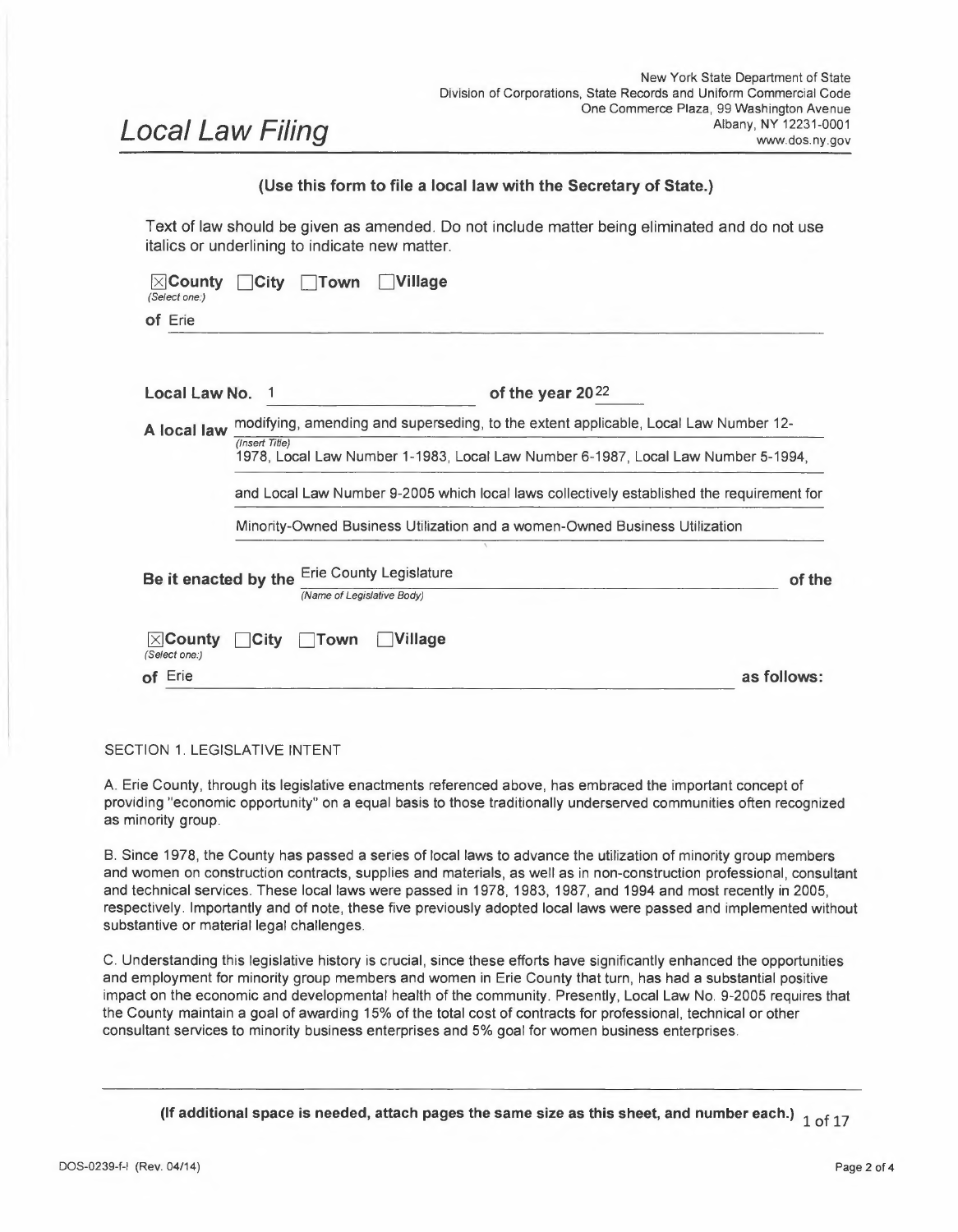New York State Department of State
Division of Corporations, State Records and Uniform Commercial Code
One Commerce Plaza, 99 Washington Avenue
Albany, NY 12231-0001
www.dos.ny.gov

# Local Law Filing

**(Use this form to file a local law with the Secretary of State.)**

Text of law should be given as amended. Do not include matter being eliminated and do not use italics or underlining to indicate new matter.

☒**County** ☐**City** ☐**Town** ☐**Village**
*(Select one:)*

**of** Erie

**Local Law No.** 1 **of the year 20**22

**A local law** modifying, amending and superseding, to the extent applicable, Local Law Number 12-1978, Local Law Number 1-1983, Local Law Number 6-1987, Local Law Number 5-1994, and Local Law Number 9-2005 which local laws collectively established the requirement for Minority-Owned Business Utilization and a women-Owned Business Utilization
*(Insert Title)*

**Be it enacted by the** Erie County Legislature **of the**
*(Name of Legislative Body)*

☒**County** ☐**City** ☐**Town** ☐**Village**
*(Select one:)*

**of** Erie **as follows:**

SECTION 1. LEGISLATIVE INTENT

A. Erie County, through its legislative enactments referenced above, has embraced the important concept of providing "economic opportunity" on a equal basis to those traditionally underserved communities often recognized as minority group.

B. Since 1978, the County has passed a series of local laws to advance the utilization of minority group members and women on construction contracts, supplies and materials, as well as in non-construction professional, consultant and technical services. These local laws were passed in 1978, 1983, 1987, and 1994 and most recently in 2005, respectively. Importantly and of note, these five previously adopted local laws were passed and implemented without substantive or material legal challenges.

C. Understanding this legislative history is crucial, since these efforts have significantly enhanced the opportunities and employment for minority group members and women in Erie County that turn, has had a substantial positive impact on the economic and developmental health of the community. Presently, Local Law No. 9-2005 requires that the County maintain a goal of awarding 15% of the total cost of contracts for professional, technical or other consultant services to minority business enterprises and 5% goal for women business enterprises.

**(If additional space is needed, attach pages the same size as this sheet, and number each.)**

DOS-0239-f-l (Rev. 04/14)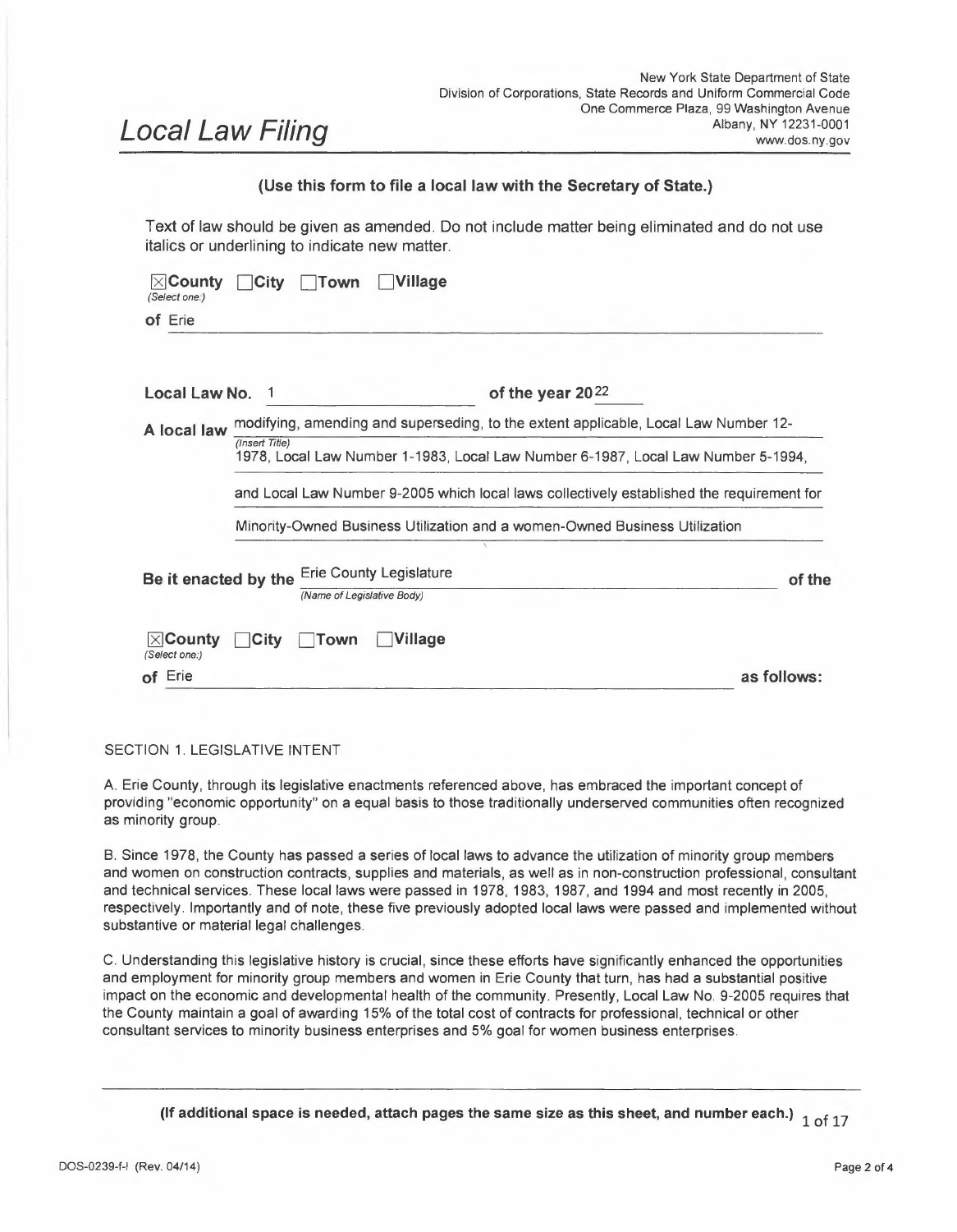# Local Law Filing

New York State Department of State
Division of Corporations, State Records and Uniform Commercial Code
One Commerce Plaza, 99 Washington Avenue
Albany, NY 12231-0001
www.dos.ny.gov

**(Use this form to file a local law with the Secretary of State.)**

Text of law should be given as amended. Do not include matter being eliminated and do not use italics or underlining to indicate new matter.

☒ **County** ☐ **City** ☐ **Town** ☐ **Village**
*(Select one:)*

**of** Erie

**Local Law No.** 1 **of the year 20**22

**A local law** modifying, amending and superseding, to the extent applicable, Local Law Number 12-1978, Local Law Number 1-1983, Local Law Number 6-1987, Local Law Number 5-1994, and Local Law Number 9-2005 which local laws collectively established the requirement for Minority-Owned Business Utilization and a women-Owned Business Utilization
*(Insert Title)*

**Be it enacted by the** Erie County Legislature **of the**
*(Name of Legislative Body)*

☒ **County** ☐ **City** ☐ **Town** ☐ **Village**
*(Select one:)*

**of** Erie **as follows:**

SECTION 1. LEGISLATIVE INTENT

A. Erie County, through its legislative enactments referenced above, has embraced the important concept of providing "economic opportunity" on a equal basis to those traditionally underserved communities often recognized as minority group.

B. Since 1978, the County has passed a series of local laws to advance the utilization of minority group members and women on construction contracts, supplies and materials, as well as in non-construction professional, consultant and technical services. These local laws were passed in 1978, 1983, 1987, and 1994 and most recently in 2005, respectively. Importantly and of note, these five previously adopted local laws were passed and implemented without substantive or material legal challenges.

C. Understanding this legislative history is crucial, since these efforts have significantly enhanced the opportunities and employment for minority group members and women in Erie County that turn, has had a substantial positive impact on the economic and developmental health of the community. Presently, Local Law No. 9-2005 requires that the County maintain a goal of awarding 15% of the total cost of contracts for professional, technical or other consultant services to minority business enterprises and 5% goal for women business enterprises.

**(If additional space is needed, attach pages the same size as this sheet, and number each.)**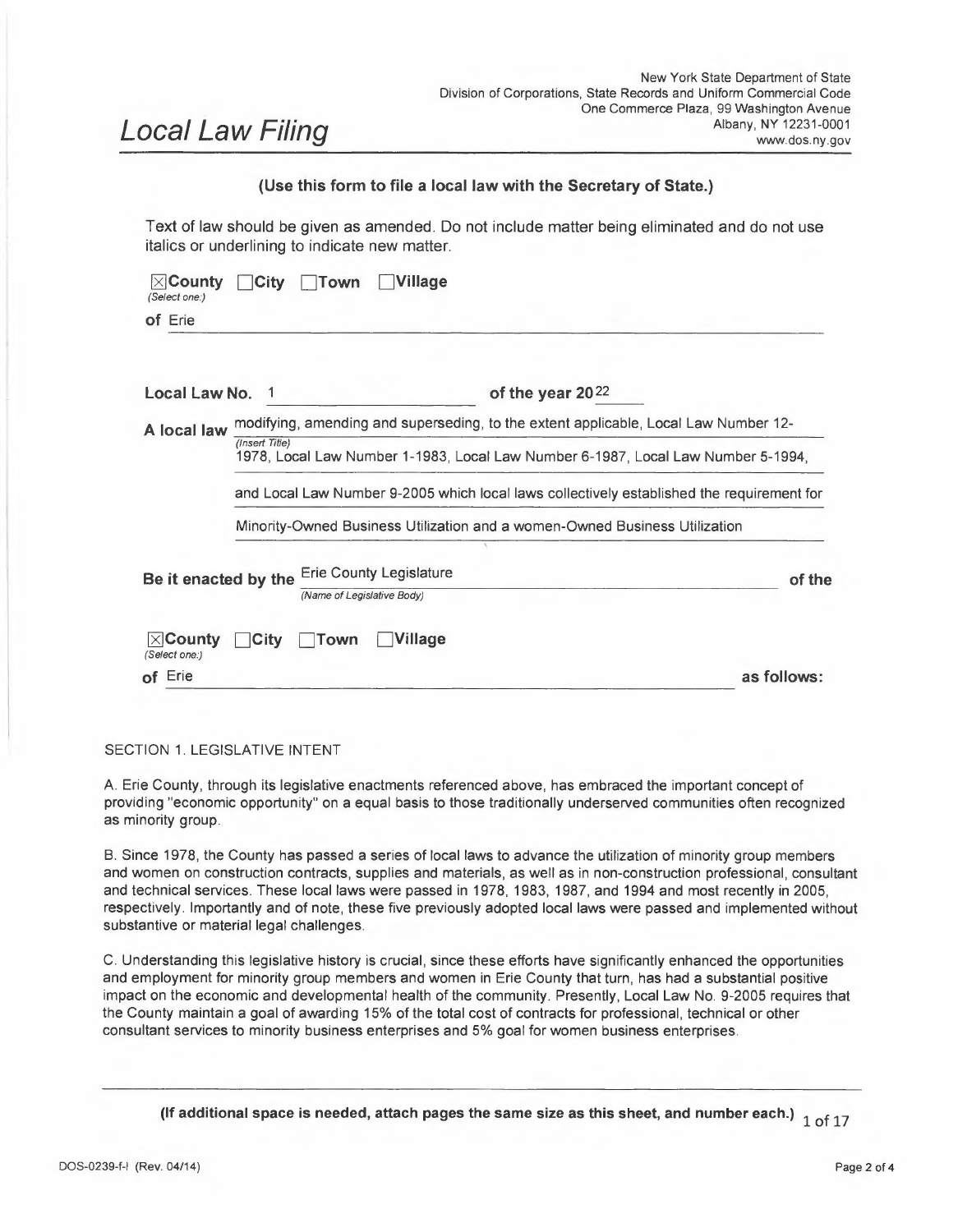# Local Law Filing

New York State Department of State
Division of Corporations, State Records and Uniform Commercial Code
One Commerce Plaza, 99 Washington Avenue
Albany, NY 12231-0001
www.dos.ny.gov

**(Use this form to file a local law with the Secretary of State.)**

Text of law should be given as amended. Do not include matter being eliminated and do not use italics or underlining to indicate new matter.

☒ **County** ☐ **City** ☐ **Town** ☐ **Village**
*(Select one:)*

**of** Erie

**Local Law No.** 1 **of the year 20**22

**A local law** *(Insert Title)* modifying, amending and superseding, to the extent applicable, Local Law Number 12-1978, Local Law Number 1-1983, Local Law Number 6-1987, Local Law Number 5-1994, and Local Law Number 9-2005 which local laws collectively established the requirement for Minority-Owned Business Utilization and a women-Owned Business Utilization

**Be it enacted by the** Erie County Legislature *(Name of Legislative Body)* **of the**

☒ **County** ☐ **City** ☐ **Town** ☐ **Village**
*(Select one:)*

**of** Erie **as follows:**

SECTION 1. LEGISLATIVE INTENT

A. Erie County, through its legislative enactments referenced above, has embraced the important concept of providing "economic opportunity" on a equal basis to those traditionally underserved communities often recognized as minority group.

B. Since 1978, the County has passed a series of local laws to advance the utilization of minority group members and women on construction contracts, supplies and materials, as well as in non-construction professional, consultant and technical services. These local laws were passed in 1978, 1983, 1987, and 1994 and most recently in 2005, respectively. Importantly and of note, these five previously adopted local laws were passed and implemented without substantive or material legal challenges.

C. Understanding this legislative history is crucial, since these efforts have significantly enhanced the opportunities and employment for minority group members and women in Erie County that turn, has had a substantial positive impact on the economic and developmental health of the community. Presently, Local Law No. 9-2005 requires that the County maintain a goal of awarding 15% of the total cost of contracts for professional, technical or other consultant services to minority business enterprises and 5% goal for women business enterprises.

**(If additional space is needed, attach pages the same size as this sheet, and number each.)**

DOS-0239-f-l (Rev. 04/14)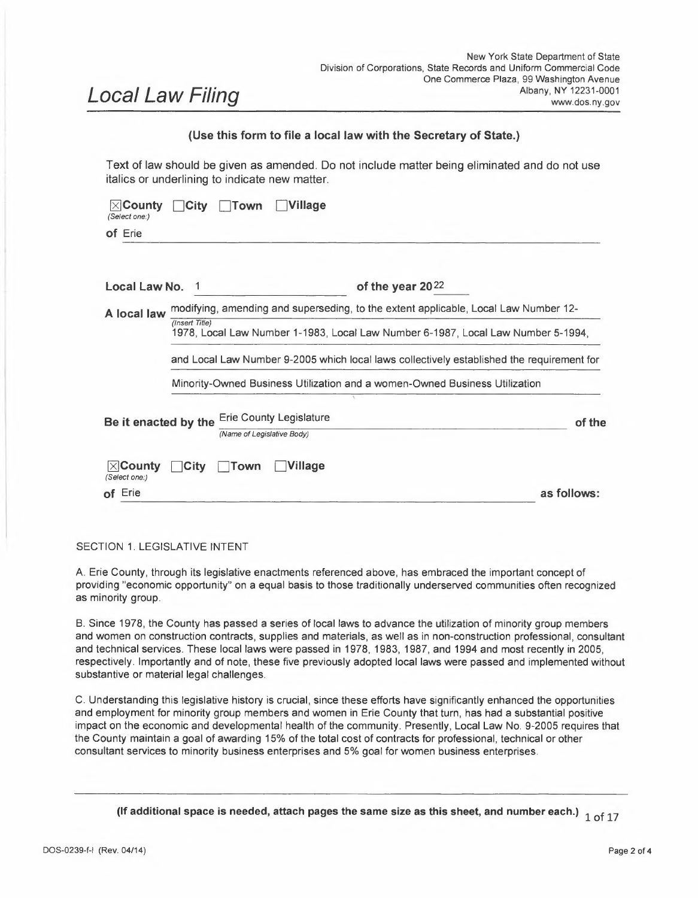# Local Law Filing

New York State Department of State
Division of Corporations, State Records and Uniform Commercial Code
One Commerce Plaza, 99 Washington Avenue
Albany, NY 12231-0001
www.dos.ny.gov

**(Use this form to file a local law with the Secretary of State.)**

Text of law should be given as amended. Do not include matter being eliminated and do not use italics or underlining to indicate new matter.

☒ **County** ☐ **City** ☐ **Town** ☐ **Village**
*(Select one:)*

**of** Erie

**Local Law No.** 1 **of the year 20**22

**A local law** modifying, amending and superseding, to the extent applicable, Local Law Number 12-1978, Local Law Number 1-1983, Local Law Number 6-1987, Local Law Number 5-1994, and Local Law Number 9-2005 which local laws collectively established the requirement for Minority-Owned Business Utilization and a women-Owned Business Utilization
*(Insert Title)*

**Be it enacted by the** Erie County Legislature **of the**
*(Name of Legislative Body)*

☒ **County** ☐ **City** ☐ **Town** ☐ **Village**
*(Select one:)*

**of** Erie **as follows:**

SECTION 1. LEGISLATIVE INTENT

A. Erie County, through its legislative enactments referenced above, has embraced the important concept of providing "economic opportunity" on a equal basis to those traditionally underserved communities often recognized as minority group.

B. Since 1978, the County has passed a series of local laws to advance the utilization of minority group members and women on construction contracts, supplies and materials, as well as in non-construction professional, consultant and technical services. These local laws were passed in 1978, 1983, 1987, and 1994 and most recently in 2005, respectively. Importantly and of note, these five previously adopted local laws were passed and implemented without substantive or material legal challenges.

C. Understanding this legislative history is crucial, since these efforts have significantly enhanced the opportunities and employment for minority group members and women in Erie County that turn, has had a substantial positive impact on the economic and developmental health of the community. Presently, Local Law No. 9-2005 requires that the County maintain a goal of awarding 15% of the total cost of contracts for professional, technical or other consultant services to minority business enterprises and 5% goal for women business enterprises.

**(If additional space is needed, attach pages the same size as this sheet, and number each.)**

DOS-0239-f-l (Rev. 04/14)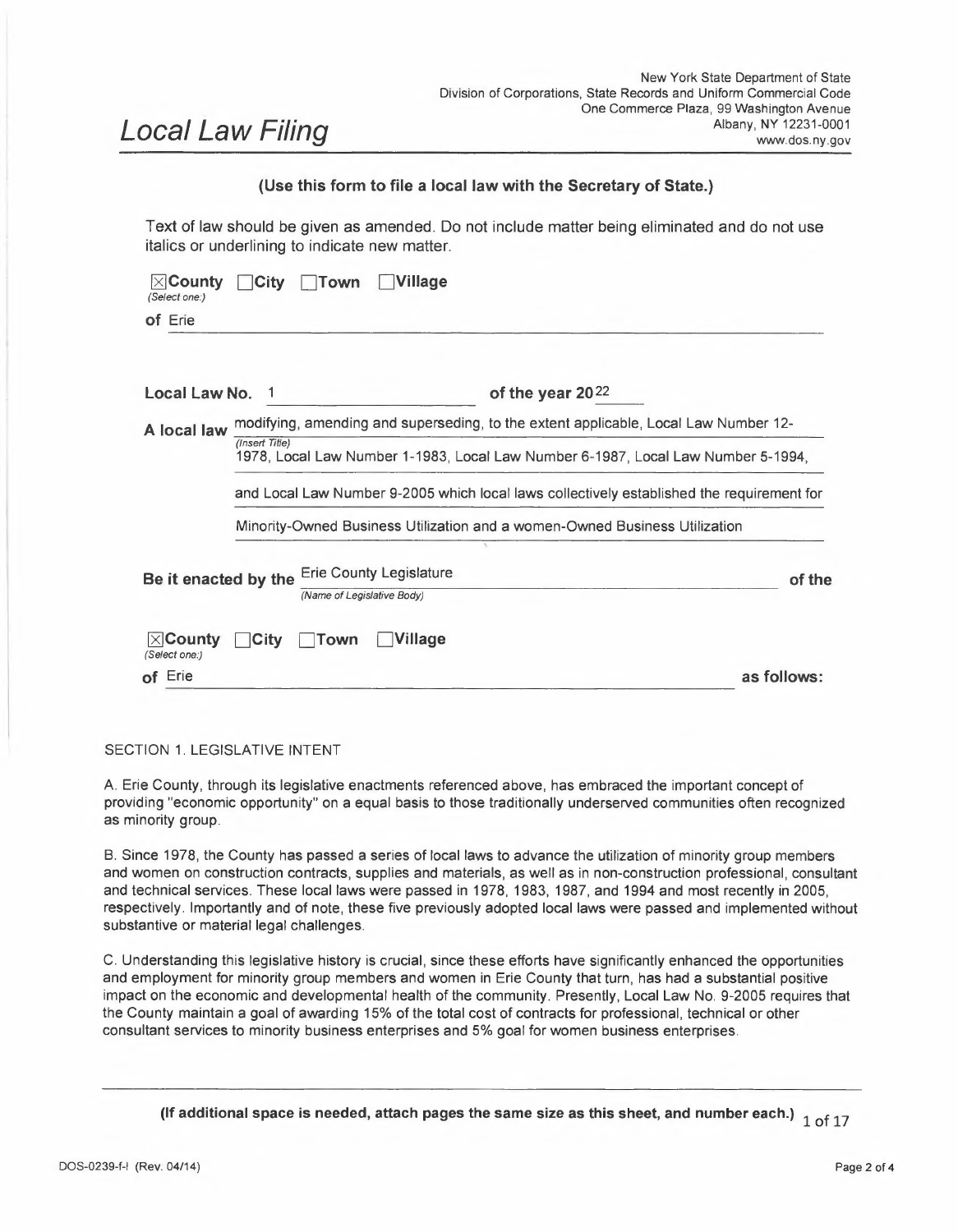# Local Law Filing

New York State Department of State
Division of Corporations, State Records and Uniform Commercial Code
One Commerce Plaza, 99 Washington Avenue
Albany, NY 12231-0001
www.dos.ny.gov

**(Use this form to file a local law with the Secretary of State.)**

Text of law should be given as amended. Do not include matter being eliminated and do not use italics or underlining to indicate new matter.

☒ **County** ☐ **City** ☐ **Town** ☐ **Village**
*(Select one:)*

**of** Erie

**Local Law No.** 1 **of the year 20**22

**A local law** modifying, amending and superseding, to the extent applicable, Local Law Number 12-1978, Local Law Number 1-1983, Local Law Number 6-1987, Local Law Number 5-1994, and Local Law Number 9-2005 which local laws collectively established the requirement for Minority-Owned Business Utilization and a women-Owned Business Utilization
*(Insert Title)*

**Be it enacted by the** Erie County Legislature **of the**
*(Name of Legislative Body)*

☒ **County** ☐ **City** ☐ **Town** ☐ **Village**
*(Select one:)*

**of** Erie **as follows:**

SECTION 1. LEGISLATIVE INTENT

A. Erie County, through its legislative enactments referenced above, has embraced the important concept of providing "economic opportunity" on a equal basis to those traditionally underserved communities often recognized as minority group.

B. Since 1978, the County has passed a series of local laws to advance the utilization of minority group members and women on construction contracts, supplies and materials, as well as in non-construction professional, consultant and technical services. These local laws were passed in 1978, 1983, 1987, and 1994 and most recently in 2005, respectively. Importantly and of note, these five previously adopted local laws were passed and implemented without substantive or material legal challenges.

C. Understanding this legislative history is crucial, since these efforts have significantly enhanced the opportunities and employment for minority group members and women in Erie County that turn, has had a substantial positive impact on the economic and developmental health of the community. Presently, Local Law No. 9-2005 requires that the County maintain a goal of awarding 15% of the total cost of contracts for professional, technical or other consultant services to minority business enterprises and 5% goal for women business enterprises.

**(If additional space is needed, attach pages the same size as this sheet, and number each.)**

DOS-0239-f-l (Rev. 04/14)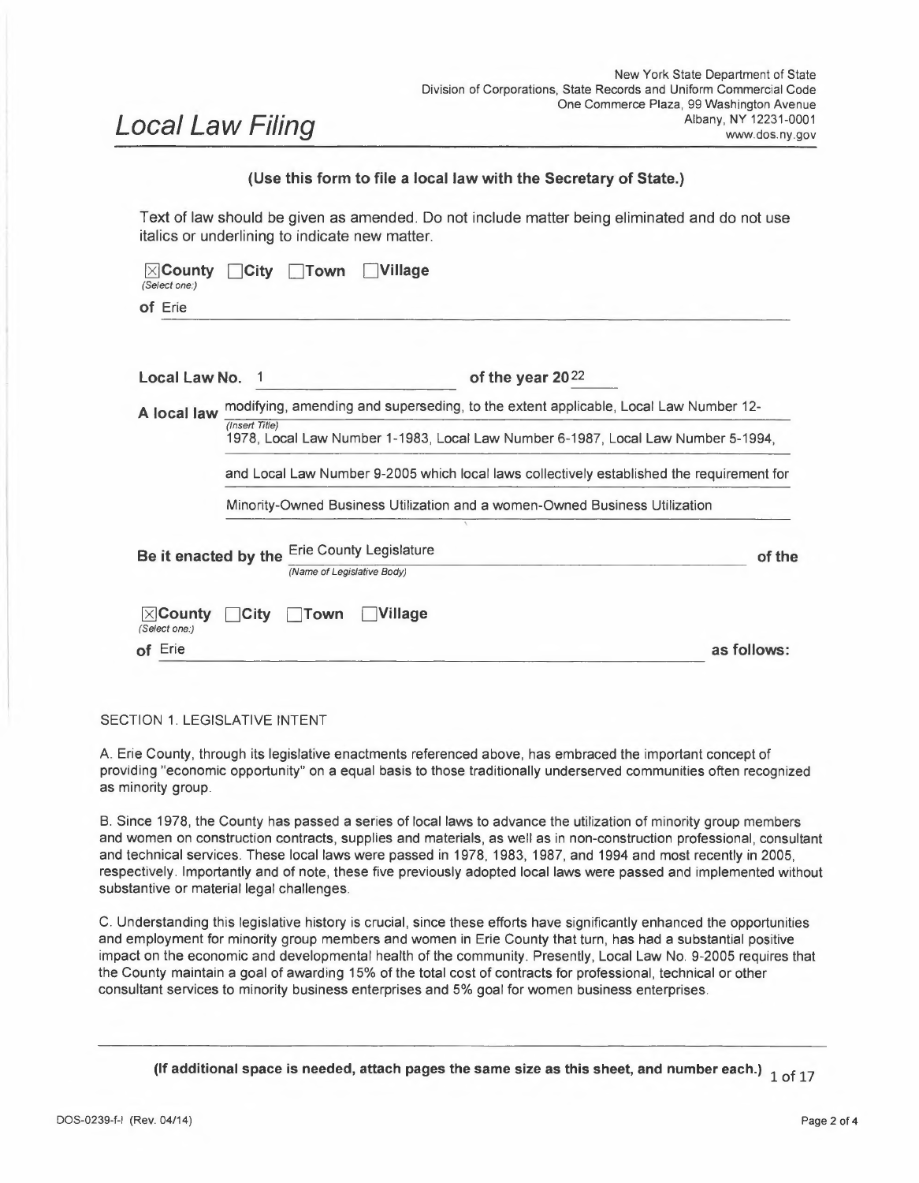New York State Department of State
Division of Corporations, State Records and Uniform Commercial Code
One Commerce Plaza, 99 Washington Avenue
Albany, NY 12231-0001
www.dos.ny.gov

# Local Law Filing

**(Use this form to file a local law with the Secretary of State.)**

Text of law should be given as amended. Do not include matter being eliminated and do not use italics or underlining to indicate new matter.

☒**County** ☐**City** ☐**Town** ☐**Village**
*(Select one:)*

**of** Erie

**Local Law No.** 1 **of the year 20**22

**A local law** modifying, amending and superseding, to the extent applicable, Local Law Number 12-1978, Local Law Number 1-1983, Local Law Number 6-1987, Local Law Number 5-1994, and Local Law Number 9-2005 which local laws collectively established the requirement for Minority-Owned Business Utilization and a women-Owned Business Utilization
*(Insert Title)*

**Be it enacted by the** Erie County Legislature **of the**
*(Name of Legislative Body)*

☒**County** ☐**City** ☐**Town** ☐**Village**
*(Select one:)*

**of** Erie **as follows:**

SECTION 1. LEGISLATIVE INTENT

A. Erie County, through its legislative enactments referenced above, has embraced the important concept of providing "economic opportunity" on a equal basis to those traditionally underserved communities often recognized as minority group.

B. Since 1978, the County has passed a series of local laws to advance the utilization of minority group members and women on construction contracts, supplies and materials, as well as in non-construction professional, consultant and technical services. These local laws were passed in 1978, 1983, 1987, and 1994 and most recently in 2005, respectively. Importantly and of note, these five previously adopted local laws were passed and implemented without substantive or material legal challenges.

C. Understanding this legislative history is crucial, since these efforts have significantly enhanced the opportunities and employment for minority group members and women in Erie County that turn, has had a substantial positive impact on the economic and developmental health of the community. Presently, Local Law No. 9-2005 requires that the County maintain a goal of awarding 15% of the total cost of contracts for professional, technical or other consultant services to minority business enterprises and 5% goal for women business enterprises.

**(If additional space is needed, attach pages the same size as this sheet, and number each.)**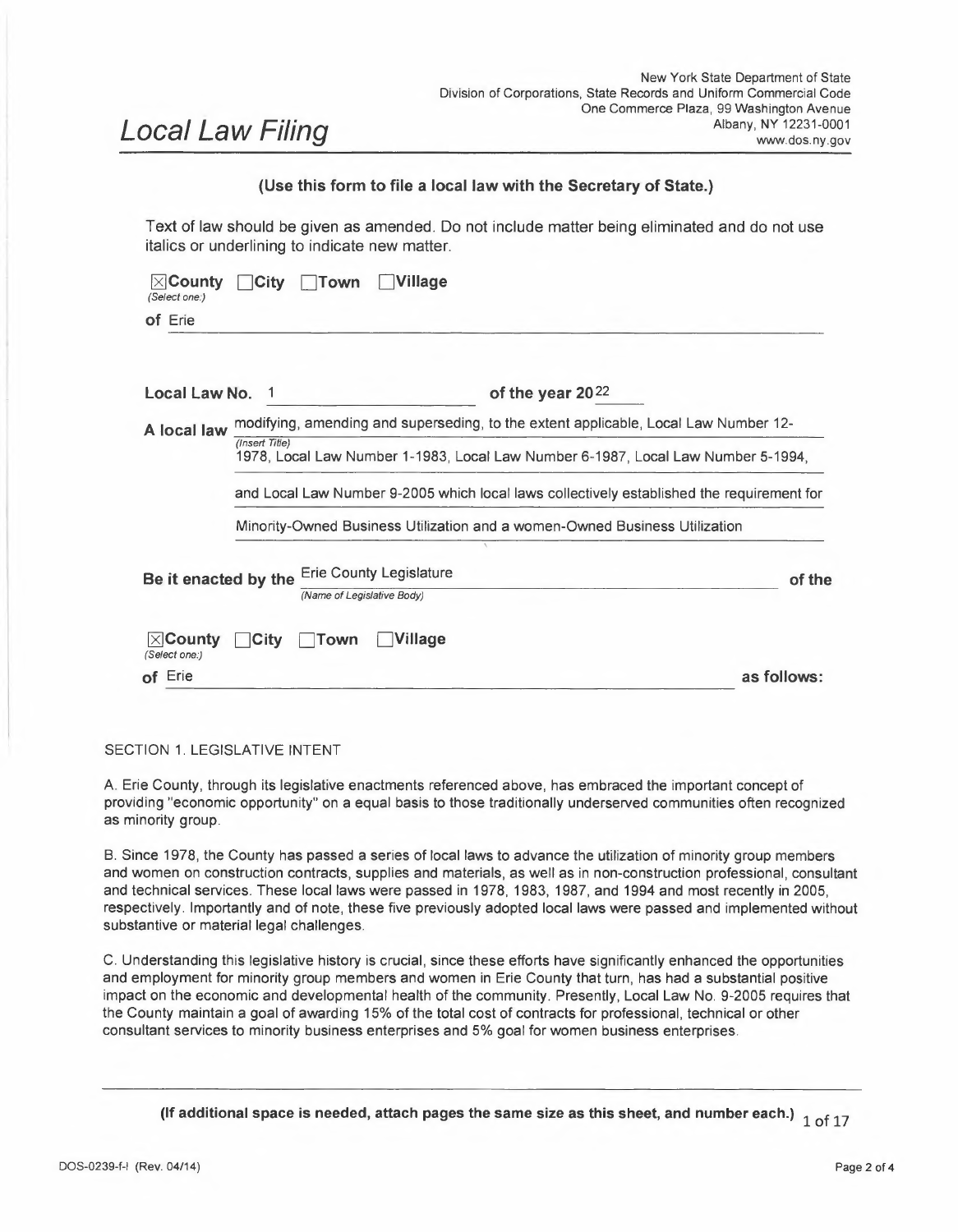# Local Law Filing

New York State Department of State
Division of Corporations, State Records and Uniform Commercial Code
One Commerce Plaza, 99 Washington Avenue
Albany, NY 12231-0001
www.dos.ny.gov

**(Use this form to file a local law with the Secretary of State.)**

Text of law should be given as amended. Do not include matter being eliminated and do not use italics or underlining to indicate new matter.

☒**County** ☐**City** ☐**Town** ☐**Village**
*(Select one:)*

**of** Erie

**Local Law No.** 1 **of the year 20**22

**A local law** modifying, amending and superseding, to the extent applicable, Local Law Number 12-1978, Local Law Number 1-1983, Local Law Number 6-1987, Local Law Number 5-1994, and Local Law Number 9-2005 which local laws collectively established the requirement for Minority-Owned Business Utilization and a women-Owned Business Utilization
*(Insert Title)*

**Be it enacted by the** Erie County Legislature **of the**
*(Name of Legislative Body)*

☒**County** ☐**City** ☐**Town** ☐**Village**
*(Select one:)*

**of** Erie **as follows:**

SECTION 1. LEGISLATIVE INTENT

A. Erie County, through its legislative enactments referenced above, has embraced the important concept of providing "economic opportunity" on a equal basis to those traditionally underserved communities often recognized as minority group.

B. Since 1978, the County has passed a series of local laws to advance the utilization of minority group members and women on construction contracts, supplies and materials, as well as in non-construction professional, consultant and technical services. These local laws were passed in 1978, 1983, 1987, and 1994 and most recently in 2005, respectively. Importantly and of note, these five previously adopted local laws were passed and implemented without substantive or material legal challenges.

C. Understanding this legislative history is crucial, since these efforts have significantly enhanced the opportunities and employment for minority group members and women in Erie County that turn, has had a substantial positive impact on the economic and developmental health of the community. Presently, Local Law No. 9-2005 requires that the County maintain a goal of awarding 15% of the total cost of contracts for professional, technical or other consultant services to minority business enterprises and 5% goal for women business enterprises.

**(If additional space is needed, attach pages the same size as this sheet, and number each.)**

DOS-0239-f-l (Rev. 04/14)